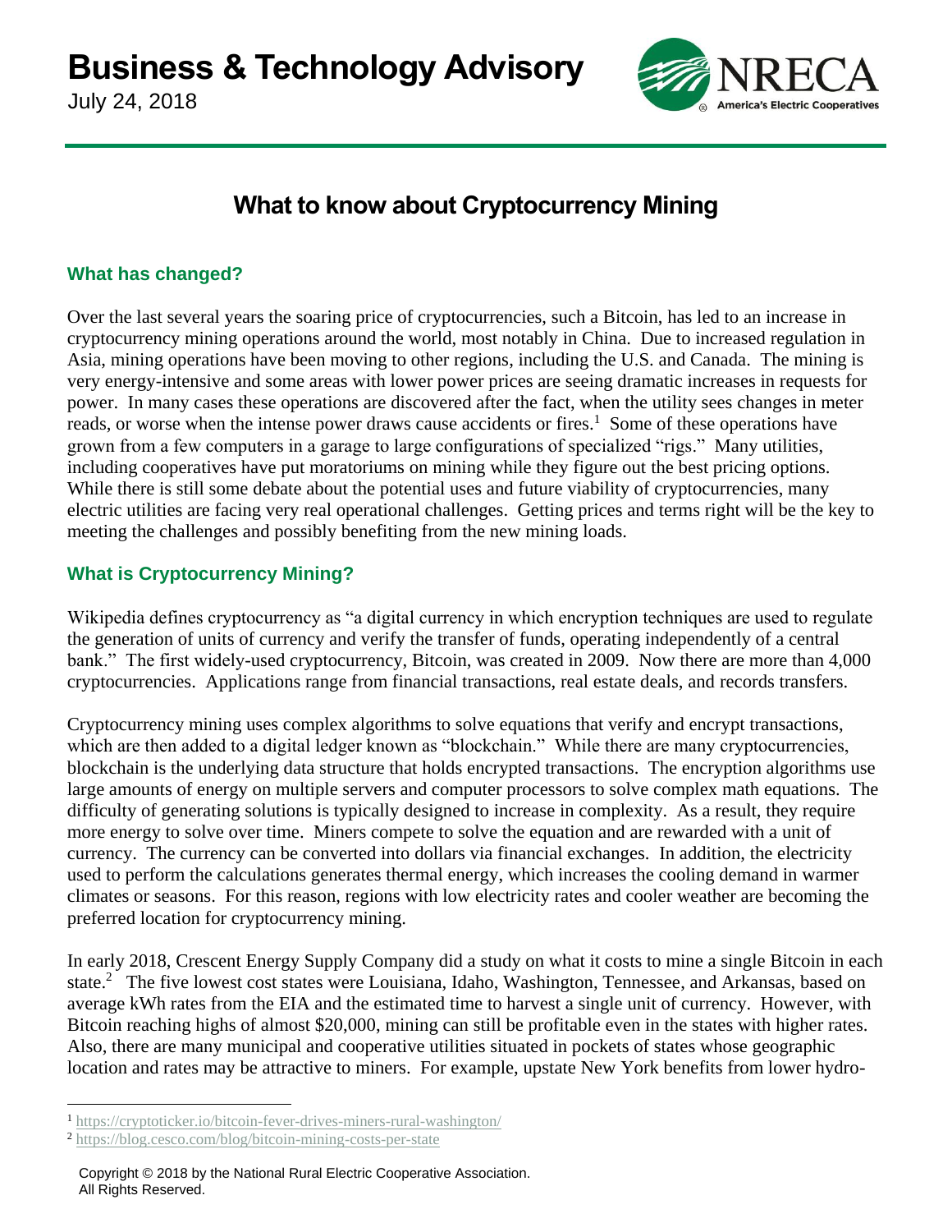# Business & Technology Advisory

July 24, 2018

## What to know about Cryptocurrency Mining

### What has changed?

Over the last several years the soaring price of cryptocurrencies, such a Bitcoin, has led to an increase in cryptocurrency mining operations around the world, most notably in China. Due to increased regulation in Asia, mining operations have been moving to other regions, including the U.S. and Canada. The mining is very energy-intensive and some areas with lower power prices are seeing dramatic increases in requests for power. In many cases these operations are discovered after the fact, when the utility sees changes in meter reads, or worse when the intense power draws cause accidents or fires.[1] Some of these operations have grown from a few computers in a garage to large configurations of specialized "rigs." Many utilities, including cooperatives have put moratoriums on mining while they figure out the best pricing options. While there is still some debate about the potential uses and future viability of cryptocurrencies, many electric utilities are facing very real operational challenges. Getting prices and terms right will be the key to meeting the challenges and possibly benefiting from the new mining loads.

### What is Cryptocurrency Mining?

Wikipedia defines cryptocurrency as "a digital currency in which encryption techniques are used to regulate the generation of units of currency and verify the transfer of funds, operating independently of a central bank." The first widely-used cryptocurrency, Bitcoin, was created in 2009. Now there are more than 4,000 cryptocurrencies. Applications range from financial transactions, real estate deals, and records transfers.

Cryptocurrency mining uses complex algorithms to solve equations that verify and encrypt transactions, which are then added to a digital ledger known as "blockchain." While there are many cryptocurrencies, blockchain is the underlying data structure that holds encrypted transactions. The encryption algorithms use large amounts of energy on multiple servers and computer processors to solve complex math equations. The difficulty of generating solutions is typically designed to increase in complexity. As a result, they require more energy to solve over time. Miners compete to solve the equation and are rewarded with a unit of currency. The currency can be converted into dollars via financial exchanges. In addition, the electricity used to perform the calculations generates thermal energy, which increases the cooling demand in warmer climates or seasons. For this reason, regions with low electricity rates and cooler weather are becoming the preferred location for cryptocurrency mining.

In early 2018, Crescent Energy Supply Company did a study on what it costs to mine a single Bitcoin in each state.[2] The five lowest cost states were Louisiana, Idaho, Washington, Tennessee, and Arkansas, based on average kWh rates from the EIA and the estimated time to harvest a single unit of currency. However, with Bitcoin reaching highs of almost $20,000, mining can still be profitable even in the states with higher rates. Also, there are many municipal and cooperative utilities situated in pockets of states whose geographic location and rates may be attractive to miners. For example, upstate New York benefits from lower hydro-

[1] https://cryptoticker.io/bitcoin-fever-drives-miners-rural-washington/

[2] https://blog.cesco.com/blog/bitcoin-mining-costs-per-state

Copyright © 2018 by the National Rural Electric Cooperative Association. All Rights Reserved.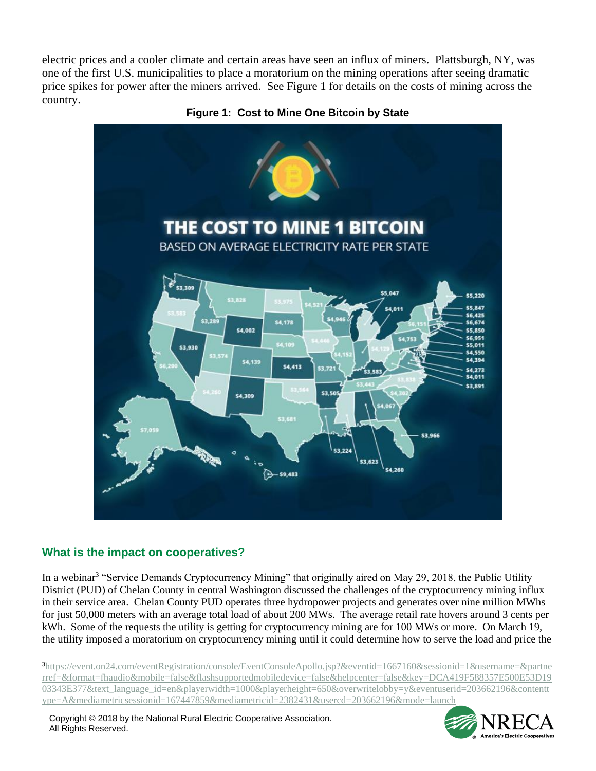electric prices and a cooler climate and certain areas have seen an influx of miners. Plattsburgh, NY, was one of the first U.S. municipalities to place a moratorium on the mining operations after seeing dramatic price spikes for power after the miners arrived. See Figure 1 for details on the costs of mining across the country.

**Figure 1: Cost to Mine One Bitcoin by State**

## What is the impact on cooperatives?

In a webinar[3] "Service Demands Cryptocurrency Mining" that originally aired on May 29, 2018, the Public Utility District (PUD) of Chelan County in central Washington discussed the challenges of the cryptocurrency mining influx in their service area. Chelan County PUD operates three hydropower projects and generates over nine million MWhs for just 50,000 meters with an average total load of about 200 MWs. The average retail rate hovers around 3 cents per kWh. Some of the requests the utility is getting for cryptocurrency mining are for 100 MWs or more. On March 19, the utility imposed a moratorium on cryptocurrency mining until it could determine how to serve the load and price the

[3] https://event.on24.com/eventRegistration/console/EventConsoleApollo.jsp?&eventid=1667160&sessionid=1&username=&partnerref=&format=fhaudio&mobile=false&flashsupportedmobiledevice=false&helpcenter=false&key=DCA419F588357E500E53D1903343E377&text_language_id=en&playerwidth=1000&playerheight=650&overwritelobby=y&eventuserid=203662196&contenttype=A&mediametricsessionid=167447859&mediametricid=2382431&usercd=203662196&mode=launch

Copyright © 2018 by the National Rural Electric Cooperative Association.
All Rights Reserved.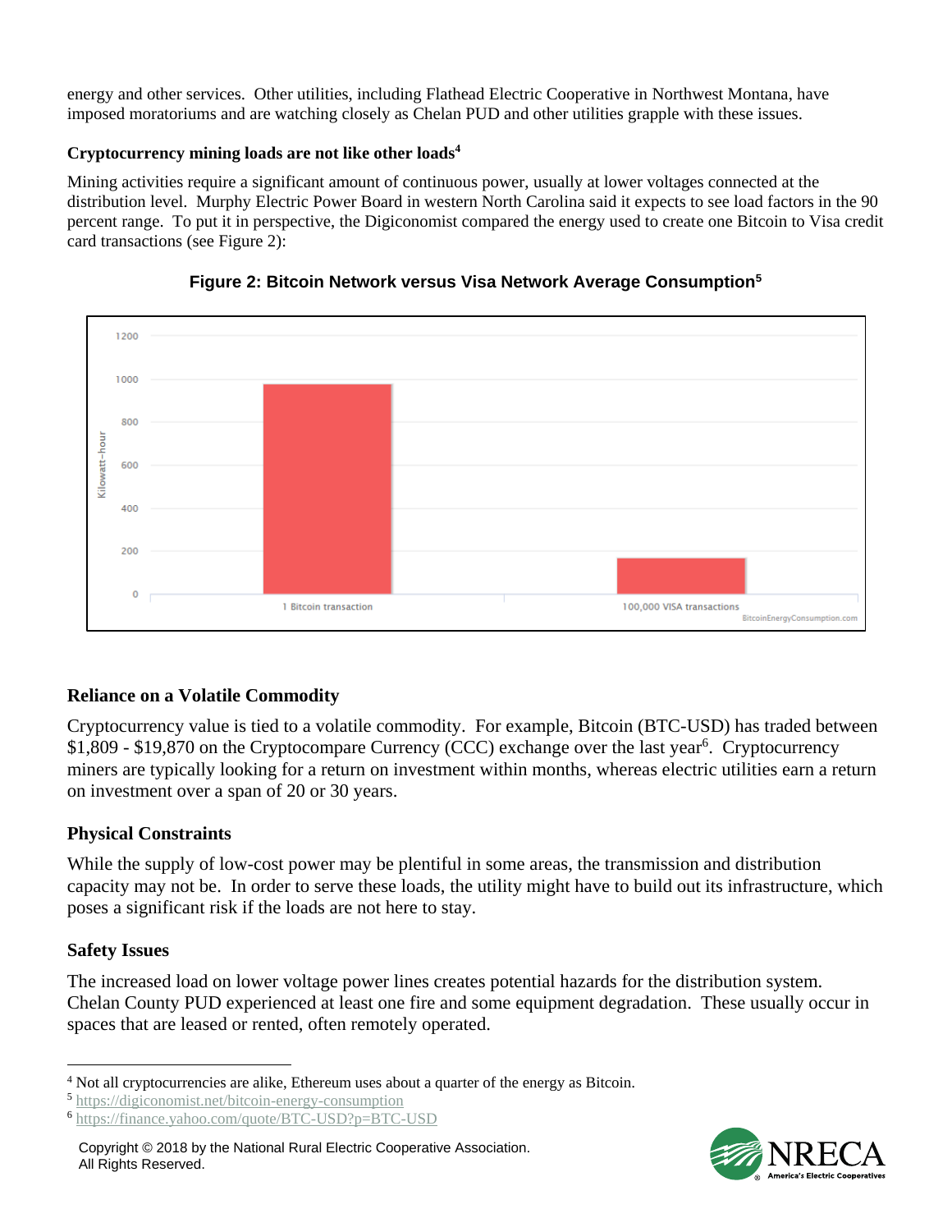energy and other services. Other utilities, including Flathead Electric Cooperative in Northwest Montana, have imposed moratoriums and are watching closely as Chelan PUD and other utilities grapple with these issues.

**Cryptocurrency mining loads are not like other loads[4]**

Mining activities require a significant amount of continuous power, usually at lower voltages connected at the distribution level. Murphy Electric Power Board in western North Carolina said it expects to see load factors in the 90 percent range. To put it in perspective, the Digiconomist compared the energy used to create one Bitcoin to Visa credit card transactions (see Figure 2):

**Figure 2: Bitcoin Network versus Visa Network Average Consumption[5]**

## Reliance on a Volatile Commodity

Cryptocurrency value is tied to a volatile commodity. For example, Bitcoin (BTC-USD) has traded between $1,809 - $19,870 on the Cryptocompare Currency (CCC) exchange over the last year[6]. Cryptocurrency miners are typically looking for a return on investment within months, whereas electric utilities earn a return on investment over a span of 20 or 30 years.

## Physical Constraints

While the supply of low-cost power may be plentiful in some areas, the transmission and distribution capacity may not be. In order to serve these loads, the utility might have to build out its infrastructure, which poses a significant risk if the loads are not here to stay.

## Safety Issues

The increased load on lower voltage power lines creates potential hazards for the distribution system. Chelan County PUD experienced at least one fire and some equipment degradation. These usually occur in spaces that are leased or rented, often remotely operated.

---

[4] Not all cryptocurrencies are alike, Ethereum uses about a quarter of the energy as Bitcoin.

[5] https://digiconomist.net/bitcoin-energy-consumption

[6] https://finance.yahoo.com/quote/BTC-USD?p=BTC-USD

Copyright © 2018 by the National Rural Electric Cooperative Association. All Rights Reserved.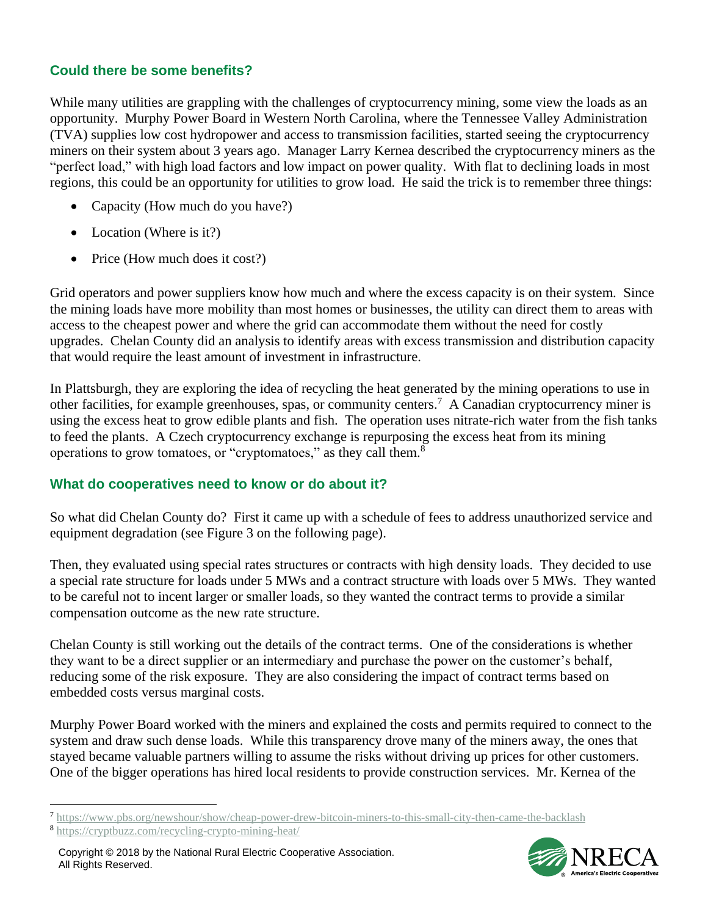## Could there be some benefits?

While many utilities are grappling with the challenges of cryptocurrency mining, some view the loads as an opportunity. Murphy Power Board in Western North Carolina, where the Tennessee Valley Administration (TVA) supplies low cost hydropower and access to transmission facilities, started seeing the cryptocurrency miners on their system about 3 years ago. Manager Larry Kernea described the cryptocurrency miners as the "perfect load," with high load factors and low impact on power quality. With flat to declining loads in most regions, this could be an opportunity for utilities to grow load. He said the trick is to remember three things:

- Capacity (How much do you have?)
- Location (Where is it?)
- Price (How much does it cost?)

Grid operators and power suppliers know how much and where the excess capacity is on their system. Since the mining loads have more mobility than most homes or businesses, the utility can direct them to areas with access to the cheapest power and where the grid can accommodate them without the need for costly upgrades. Chelan County did an analysis to identify areas with excess transmission and distribution capacity that would require the least amount of investment in infrastructure.

In Plattsburgh, they are exploring the idea of recycling the heat generated by the mining operations to use in other facilities, for example greenhouses, spas, or community centers.[7] A Canadian cryptocurrency miner is using the excess heat to grow edible plants and fish. The operation uses nitrate-rich water from the fish tanks to feed the plants. A Czech cryptocurrency exchange is repurposing the excess heat from its mining operations to grow tomatoes, or "cryptomatoes," as they call them.[8]

## What do cooperatives need to know or do about it?

So what did Chelan County do? First it came up with a schedule of fees to address unauthorized service and equipment degradation (see Figure 3 on the following page).

Then, they evaluated using special rates structures or contracts with high density loads. They decided to use a special rate structure for loads under 5 MWs and a contract structure with loads over 5 MWs. They wanted to be careful not to incent larger or smaller loads, so they wanted the contract terms to provide a similar compensation outcome as the new rate structure.

Chelan County is still working out the details of the contract terms. One of the considerations is whether they want to be a direct supplier or an intermediary and purchase the power on the customer's behalf, reducing some of the risk exposure. They are also considering the impact of contract terms based on embedded costs versus marginal costs.

Murphy Power Board worked with the miners and explained the costs and permits required to connect to the system and draw such dense loads. While this transparency drove many of the miners away, the ones that stayed became valuable partners willing to assume the risks without driving up prices for other customers. One of the bigger operations has hired local residents to provide construction services. Mr. Kernea of the

---

[7] https://www.pbs.org/newshour/show/cheap-power-drew-bitcoin-miners-to-this-small-city-then-came-the-backlash

[8] https://cryptbuzz.com/recycling-crypto-mining-heat/

Copyright © 2018 by the National Rural Electric Cooperative Association. All Rights Reserved.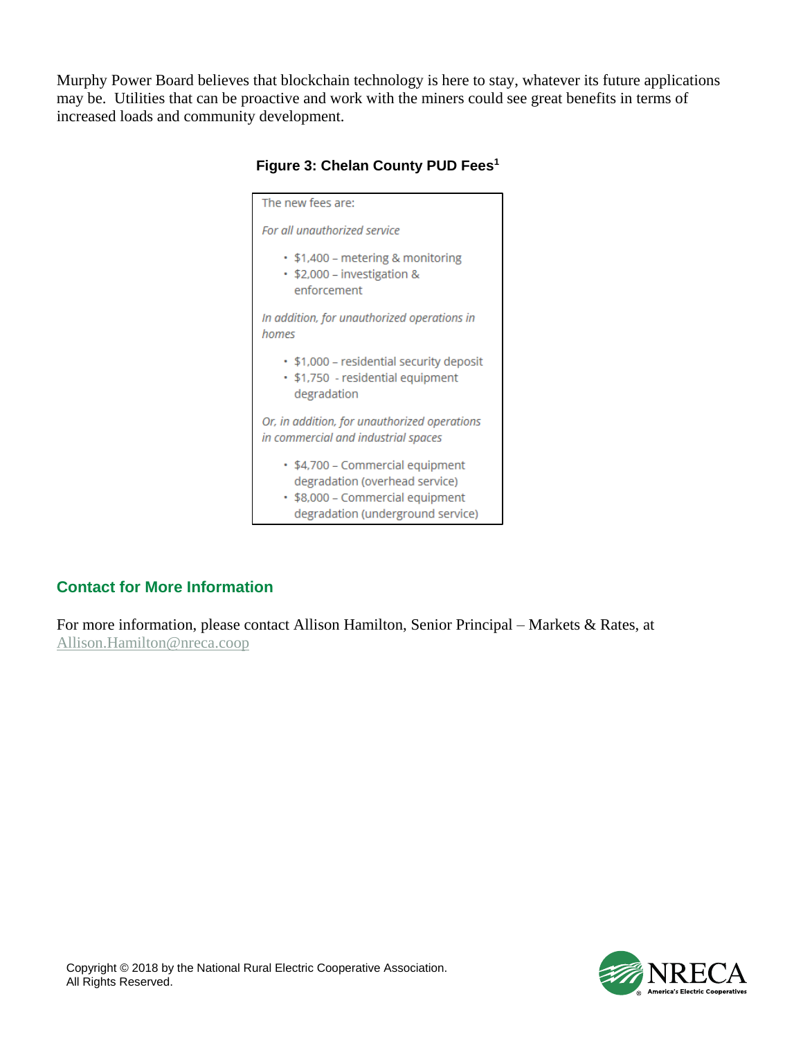Murphy Power Board believes that blockchain technology is here to stay, whatever its future applications may be. Utilities that can be proactive and work with the miners could see great benefits in terms of increased loads and community development.

**Figure 3: Chelan County PUD Fees**[1]

The new fees are:

*For all unauthorized service*

- $1,400 – metering & monitoring
- $2,000 – investigation & enforcement

*In addition, for unauthorized operations in homes*

- $1,000 – residential security deposit
- $1,750 - residential equipment degradation

*Or, in addition, for unauthorized operations in commercial and industrial spaces*

- $4,700 – Commercial equipment degradation (overhead service)
- $8,000 – Commercial equipment degradation (underground service)

## Contact for More Information

For more information, please contact Allison Hamilton, Senior Principal – Markets & Rates, at Allison.Hamilton@nreca.coop

Copyright © 2018 by the National Rural Electric Cooperative Association.
All Rights Reserved.